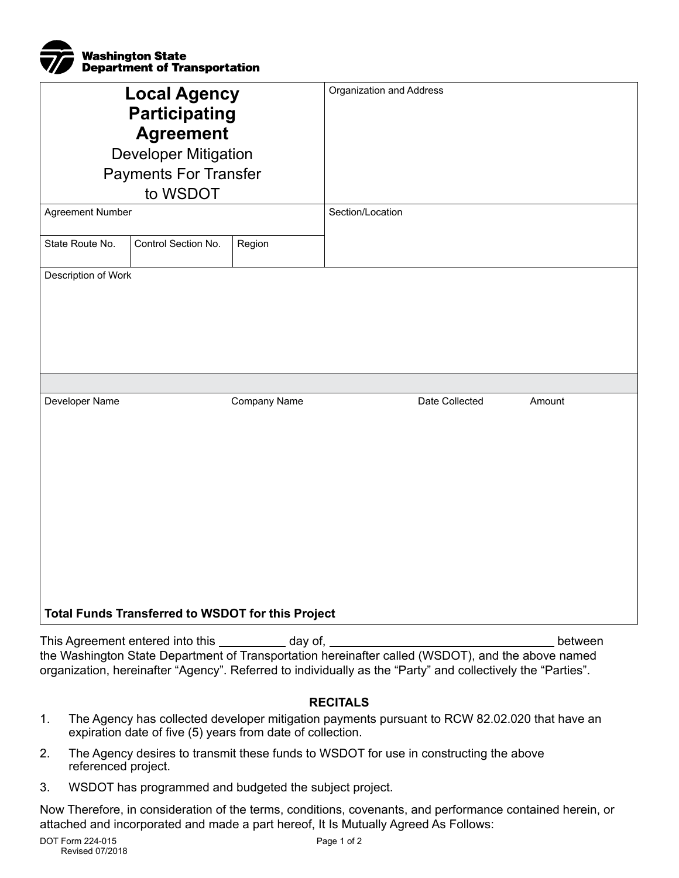Washington State Department of Transportation

# Local Agency Participating Agreement

## Developer Mitigation Payments For Transfer to WSDOT

| | |
|---|---|
| Organization and Address | |
| Agreement Number | Section/Location |
| State Route No. | Control Section No. | Region |

Description of Work

| Developer Name | Company Name | Date Collected | Amount |
|---|---|---|---|
| | | | |

**Total Funds Transferred to WSDOT for this Project**

This Agreement entered into this \_\_\_\_\_\_\_\_\_\_ day of, \_\_\_\_\_\_\_\_\_\_\_\_\_\_\_\_\_\_\_\_\_\_\_\_\_\_\_\_\_\_\_\_\_\_ between the Washington State Department of Transportation hereinafter called (WSDOT), and the above named organization, hereinafter "Agency". Referred to individually as the "Party" and collectively the "Parties".

### RECITALS

1. The Agency has collected developer mitigation payments pursuant to RCW 82.02.020 that have an expiration date of five (5) years from date of collection.
2. The Agency desires to transmit these funds to WSDOT for use in constructing the above referenced project.
3. WSDOT has programmed and budgeted the subject project.

Now Therefore, in consideration of the terms, conditions, covenants, and performance contained herein, or attached and incorporated and made a part hereof, It Is Mutually Agreed As Follows:

DOT Form 224-015
Revised 07/2018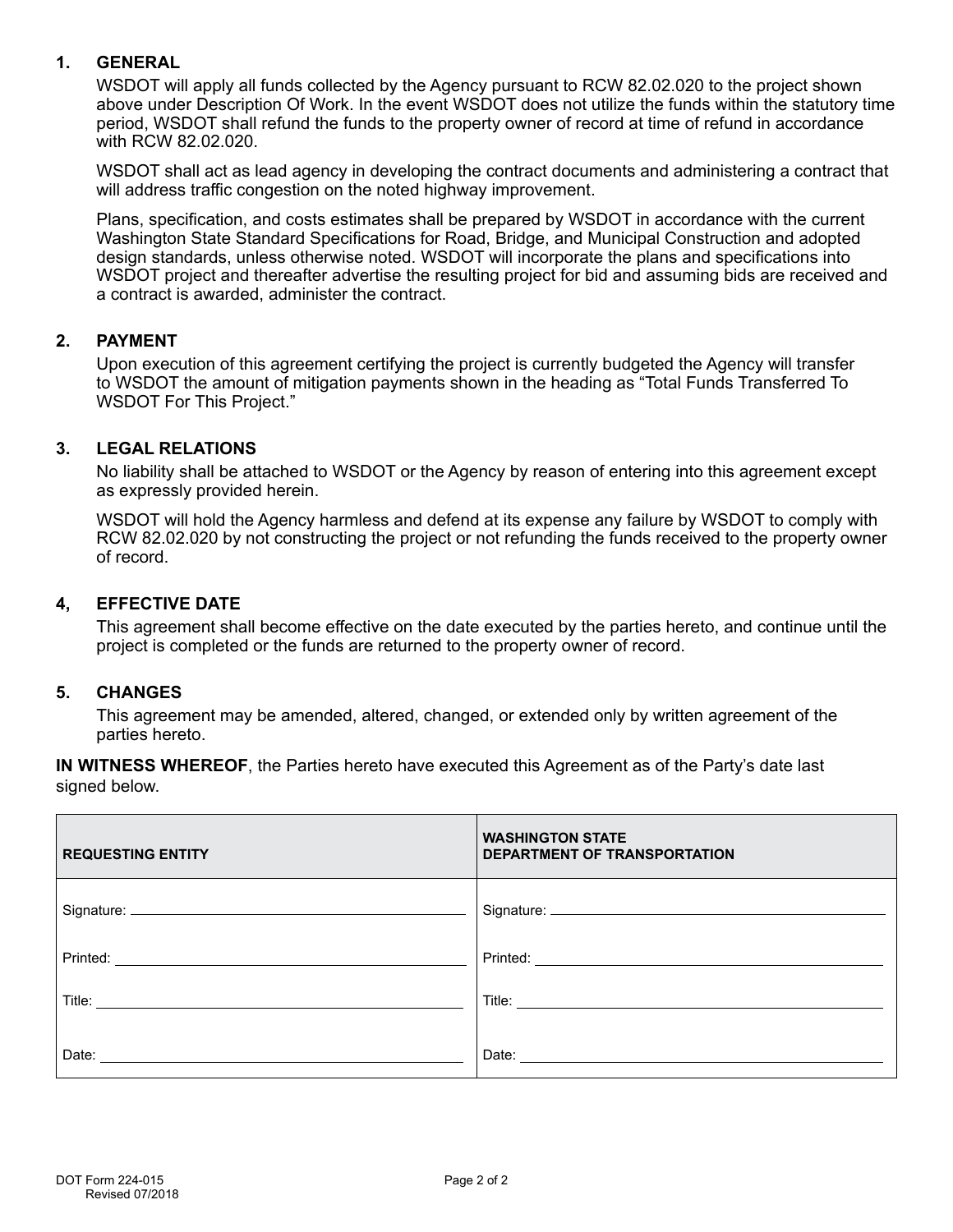## 1. GENERAL

WSDOT will apply all funds collected by the Agency pursuant to RCW 82.02.020 to the project shown above under Description Of Work. In the event WSDOT does not utilize the funds within the statutory time period, WSDOT shall refund the funds to the property owner of record at time of refund in accordance with RCW 82.02.020.

WSDOT shall act as lead agency in developing the contract documents and administering a contract that will address traffic congestion on the noted highway improvement.

Plans, specification, and costs estimates shall be prepared by WSDOT in accordance with the current Washington State Standard Specifications for Road, Bridge, and Municipal Construction and adopted design standards, unless otherwise noted. WSDOT will incorporate the plans and specifications into WSDOT project and thereafter advertise the resulting project for bid and assuming bids are received and a contract is awarded, administer the contract.

## 2. PAYMENT

Upon execution of this agreement certifying the project is currently budgeted the Agency will transfer to WSDOT the amount of mitigation payments shown in the heading as "Total Funds Transferred To WSDOT For This Project."

## 3. LEGAL RELATIONS

No liability shall be attached to WSDOT or the Agency by reason of entering into this agreement except as expressly provided herein.

WSDOT will hold the Agency harmless and defend at its expense any failure by WSDOT to comply with RCW 82.02.020 by not constructing the project or not refunding the funds received to the property owner of record.

## 4, EFFECTIVE DATE

This agreement shall become effective on the date executed by the parties hereto, and continue until the project is completed or the funds are returned to the property owner of record.

## 5. CHANGES

This agreement may be amended, altered, changed, or extended only by written agreement of the parties hereto.

**IN WITNESS WHEREOF**, the Parties hereto have executed this Agreement as of the Party's date last signed below.

| **REQUESTING ENTITY** | **WASHINGTON STATE DEPARTMENT OF TRANSPORTATION** |
|---|---|
| Signature: | Signature: |
| Printed: | Printed: |
| Title: | Title: |
| Date: | Date: |

DOT Form 224-015
Revised 07/2018